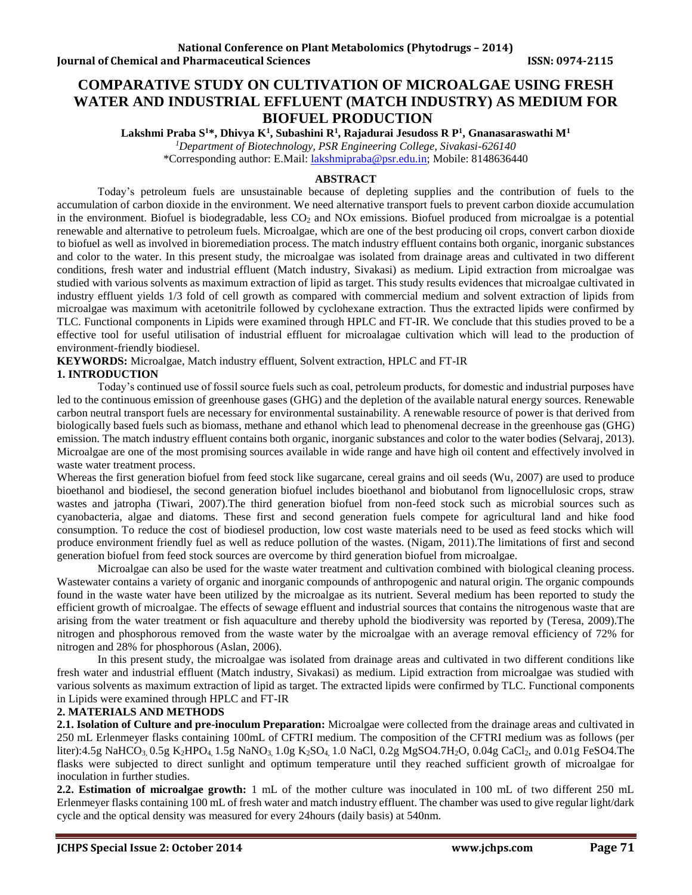# COMPARATIVE STUDY ON CULTIVATION OF MICROALGAE USING FRESH WATER AND INDUSTRIAL EFFLUENT (MATCH INDUSTRY) AS MEDIUM FOR BIOFUEL PRODUCTION

**Lakshmi Praba S[1]*, Dhivya K[1], Subashini R[1], Rajadurai Jesudoss R P[1], Gnanasaraswathi M[1]**

[1]Department of Biotechnology, PSR Engineering College, Sivakasi-626140

*Corresponding author: E.Mail: lakshmipraba@psr.edu.in; Mobile: 8148636440

## ABSTRACT

Today's petroleum fuels are unsustainable because of depleting supplies and the contribution of fuels to the accumulation of carbon dioxide in the environment. We need alternative transport fuels to prevent carbon dioxide accumulation in the environment. Biofuel is biodegradable, less $CO_2$ and NOx emissions. Biofuel produced from microalgae is a potential renewable and alternative to petroleum fuels. Microalgae, which are one of the best producing oil crops, convert carbon dioxide to biofuel as well as involved in bioremediation process. The match industry effluent contains both organic, inorganic substances and color to the water. In this present study, the microalgae was isolated from drainage areas and cultivated in two different conditions, fresh water and industrial effluent (Match industry, Sivakasi) as medium. Lipid extraction from microalgae was studied with various solvents as maximum extraction of lipid as target. This study results evidences that microalgae cultivated in industry effluent yields 1/3 fold of cell growth as compared with commercial medium and solvent extraction of lipids from microalgae was maximum with acetonitrile followed by cyclohexane extraction. Thus the extracted lipids were confirmed by TLC. Functional components in Lipids were examined through HPLC and FT-IR. We conclude that this studies proved to be a effective tool for useful utilisation of industrial effluent for microalagae cultivation which will lead to the production of environment-friendly biodiesel.

**KEYWORDS:** Microalgae, Match industry effluent, Solvent extraction, HPLC and FT-IR

## 1. INTRODUCTION

Today's continued use of fossil source fuels such as coal, petroleum products, for domestic and industrial purposes have led to the continuous emission of greenhouse gases (GHG) and the depletion of the available natural energy sources. Renewable carbon neutral transport fuels are necessary for environmental sustainability. A renewable resource of power is that derived from biologically based fuels such as biomass, methane and ethanol which lead to phenomenal decrease in the greenhouse gas (GHG) emission. The match industry effluent contains both organic, inorganic substances and color to the water bodies (Selvaraj, 2013). Microalgae are one of the most promising sources available in wide range and have high oil content and effectively involved in waste water treatment process.

Whereas the first generation biofuel from feed stock like sugarcane, cereal grains and oil seeds (Wu, 2007) are used to produce bioethanol and biodiesel, the second generation biofuel includes bioethanol and biobutanol from lignocellulosic crops, straw wastes and jatropha (Tiwari, 2007).The third generation biofuel from non-feed stock such as microbial sources such as cyanobacteria, algae and diatoms. These first and second generation fuels compete for agricultural land and hike food consumption. To reduce the cost of biodiesel production, low cost waste materials need to be used as feed stocks which will produce environment friendly fuel as well as reduce pollution of the wastes. (Nigam, 2011).The limitations of first and second generation biofuel from feed stock sources are overcome by third generation biofuel from microalgae.

Microalgae can also be used for the waste water treatment and cultivation combined with biological cleaning process. Wastewater contains a variety of organic and inorganic compounds of anthropogenic and natural origin. The organic compounds found in the waste water have been utilized by the microalgae as its nutrient. Several medium has been reported to study the efficient growth of microalgae. The effects of sewage effluent and industrial sources that contains the nitrogenous waste that are arising from the water treatment or fish aquaculture and thereby uphold the biodiversity was reported by (Teresa, 2009).The nitrogen and phosphorous removed from the waste water by the microalgae with an average removal efficiency of 72% for nitrogen and 28% for phosphorous (Aslan, 2006).

In this present study, the microalgae was isolated from drainage areas and cultivated in two different conditions like fresh water and industrial effluent (Match industry, Sivakasi) as medium. Lipid extraction from microalgae was studied with various solvents as maximum extraction of lipid as target. The extracted lipids were confirmed by TLC. Functional components in Lipids were examined through HPLC and FT-IR

## 2. MATERIALS AND METHODS

**2.1. Isolation of Culture and pre-inoculum Preparation:** Microalgae were collected from the drainage areas and cultivated in 250 mL Erlenmeyer flasks containing 100mL of CFTRI medium. The composition of the CFTRI medium was as follows (per liter):4.5g $NaHCO_3$, 0.5g $K_2HPO_4$, 1.5g $NaNO_3$, 1.0g $K_2SO_4$, 1.0 NaCl, 0.2g $MgSO_4 \cdot 7H_2O$, 0.04g $CaCl_2$, and 0.01g $FeSO_4$.The flasks were subjected to direct sunlight and optimum temperature until they reached sufficient growth of microalgae for inoculation in further studies.

**2.2. Estimation of microalgae growth:** 1 mL of the mother culture was inoculated in 100 mL of two different 250 mL Erlenmeyer flasks containing 100 mL of fresh water and match industry effluent. The chamber was used to give regular light/dark cycle and the optical density was measured for every 24hours (daily basis) at 540nm.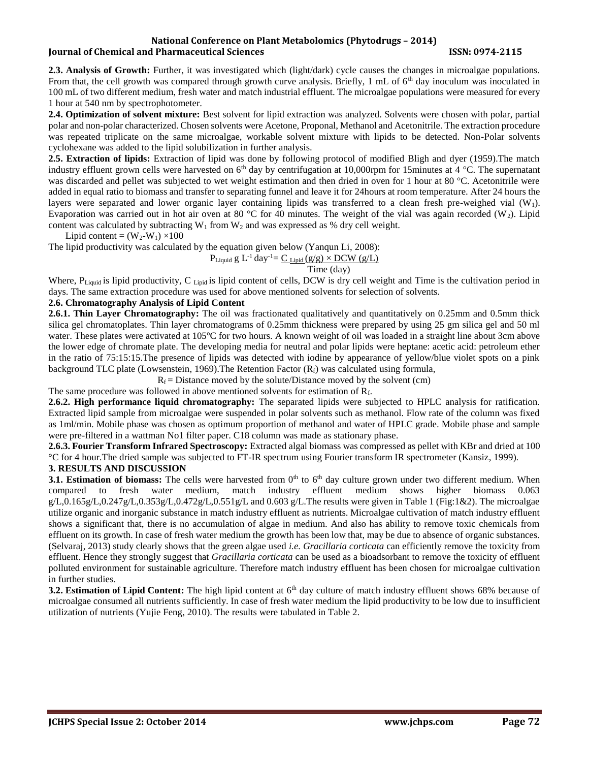**2.3. Analysis of Growth:** Further, it was investigated which (light/dark) cycle causes the changes in microalgae populations. From that, the cell growth was compared through growth curve analysis. Briefly, 1 mL of $6^{th}$ day inoculum was inoculated in 100 mL of two different medium, fresh water and match industrial effluent. The microalgae populations were measured for every 1 hour at 540 nm by spectrophotometer.

**2.4. Optimization of solvent mixture:** Best solvent for lipid extraction was analyzed. Solvents were chosen with polar, partial polar and non-polar characterized. Chosen solvents were Acetone, Proponal, Methanol and Acetonitrile. The extraction procedure was repeated triplicate on the same microalgae, workable solvent mixture with lipids to be detected. Non-Polar solvents cyclohexane was added to the lipid solubilization in further analysis.

**2.5. Extraction of lipids:** Extraction of lipid was done by following protocol of modified Bligh and dyer (1959).The match industry effluent grown cells were harvested on $6^{th}$ day by centrifugation at 10,000rpm for 15minutes at 4 °C. The supernatant was discarded and pellet was subjected to wet weight estimation and then dried in oven for 1 hour at 80 °C. Acetonitrile were added in equal ratio to biomass and transfer to separating funnel and leave it for 24hours at room temperature. After 24 hours the layers were separated and lower organic layer containing lipids was transferred to a clean fresh pre-weighed vial ($W_1$). Evaporation was carried out in hot air oven at 80 °C for 40 minutes. The weight of the vial was again recorded ($W_2$). Lipid content was calculated by subtracting $W_1$ from $W_2$ and was expressed as % dry cell weight.

Lipid content = $(W_2-W_1) \times 100$

The lipid productivity was calculated by the equation given below (Yanqun Li, 2008):

$$P_{Liquid}\ g\ L^{-1}\ day^{-1} = \frac{C_{Lipid}\,(g/g) \times DCW\,(g/L)}{Time\ (day)}$$

Where, $P_{Liquid}$ is lipid productivity, $C_{Lipid}$ is lipid content of cells, DCW is dry cell weight and Time is the cultivation period in days. The same extraction procedure was used for above mentioned solvents for selection of solvents.

### 2.6. Chromatography Analysis of Lipid Content

**2.6.1. Thin Layer Chromatography:** The oil was fractionated qualitatively and quantitatively on 0.25mm and 0.5mm thick silica gel chromatoplates. Thin layer chromatograms of 0.25mm thickness were prepared by using 25 gm silica gel and 50 ml water. These plates were activated at 105°C for two hours. A known weight of oil was loaded in a straight line about 3cm above the lower edge of chromate plate. The developing media for neutral and polar lipids were heptane: acetic acid: petroleum ether in the ratio of 75:15:15.The presence of lipids was detected with iodine by appearance of yellow/blue violet spots on a pink background TLC plate (Lowsenstein, 1969).The Retention Factor ($R_f$) was calculated using formula,

$$R_f = \text{Distance moved by the solute/Distance moved by the solvent (cm)}$$

The same procedure was followed in above mentioned solvents for estimation of $R_f$.

**2.6.2. High performance liquid chromatography:** The separated lipids were subjected to HPLC analysis for ratification. Extracted lipid sample from microalgae were suspended in polar solvents such as methanol. Flow rate of the column was fixed as 1ml/min. Mobile phase was chosen as optimum proportion of methanol and water of HPLC grade. Mobile phase and sample were pre-filtered in a wattman No1 filter paper. C18 column was made as stationary phase.

**2.6.3. Fourier Transform Infrared Spectroscopy:** Extracted algal biomass was compressed as pellet with KBr and dried at 100 °C for 4 hour.The dried sample was subjected to FT-IR spectrum using Fourier transform IR spectrometer (Kansiz, 1999).

## 3. RESULTS AND DISCUSSION

**3.1. Estimation of biomass:** The cells were harvested from $0^{th}$ to $6^{th}$ day culture grown under two different medium. When compared to fresh water medium, match industry effluent medium shows higher biomass 0.063 g/L,0.165g/L,0.247g/L,0.353g/L,0.472g/L,0.551g/L and 0.603 g/L.The results were given in Table 1 (Fig:1&2). The microalgae utilize organic and inorganic substance in match industry effluent as nutrients. Microalgae cultivation of match industry effluent shows a significant that, there is no accumulation of algae in medium. And also has ability to remove toxic chemicals from effluent on its growth. In case of fresh water medium the growth has been low that, may be due to absence of organic substances. (Selvaraj, 2013) study clearly shows that the green algae used *i.e. Gracillaria corticata* can efficiently remove the toxicity from effluent. Hence they strongly suggest that *Gracillaria corticata* can be used as a bioadsorbant to remove the toxicity of effluent polluted environment for sustainable agriculture. Therefore match industry effluent has been chosen for microalgae cultivation in further studies.

**3.2. Estimation of Lipid Content:** The high lipid content at $6^{th}$ day culture of match industry effluent shows 68% because of microalgae consumed all nutrients sufficiently. In case of fresh water medium the lipid productivity to be low due to insufficient utilization of nutrients (Yujie Feng, 2010). The results were tabulated in Table 2.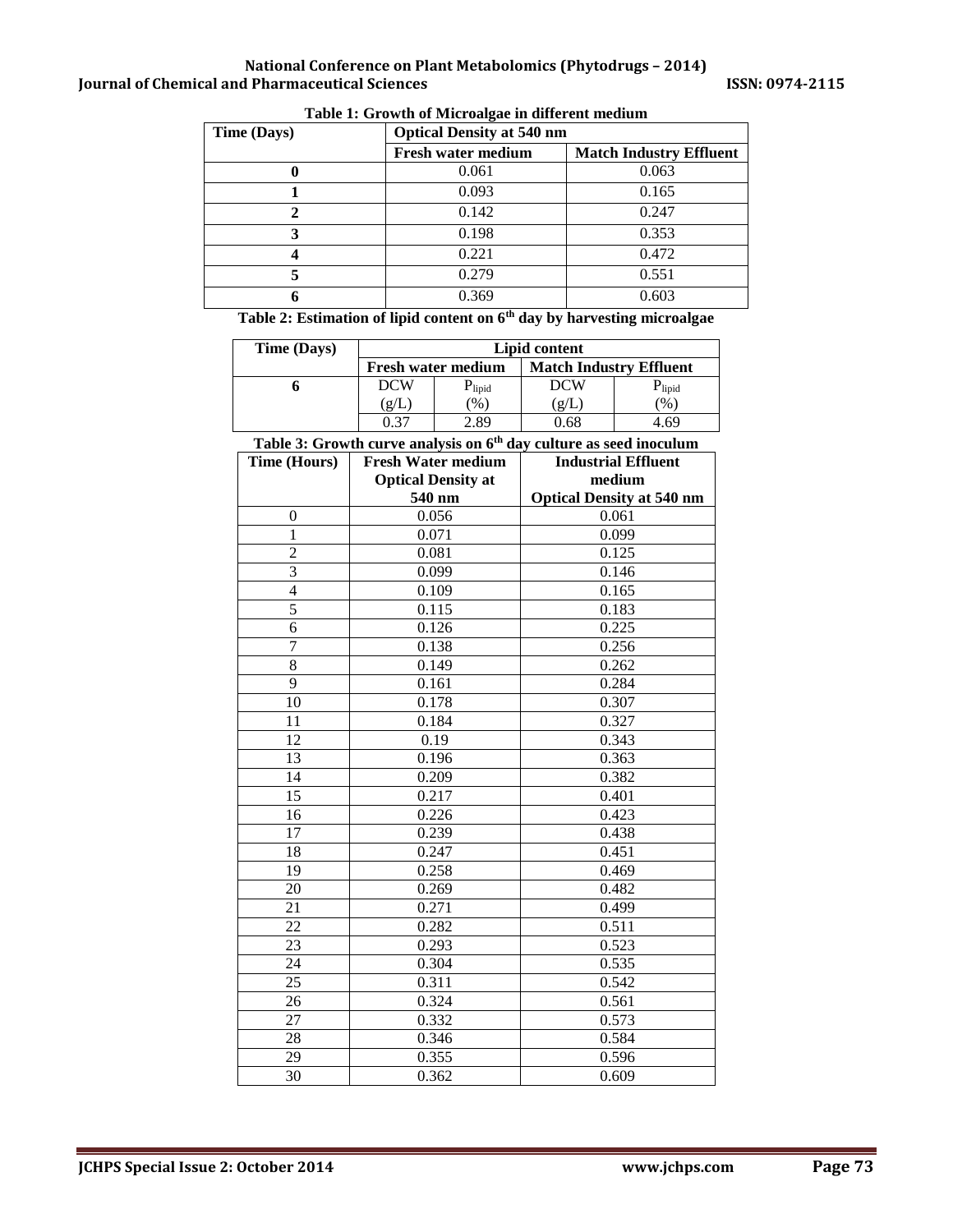**Table 1: Growth of Microalgae in different medium**

| Time (Days) | Optical Density at 540 nm | |
|---|---|---|
| | Fresh water medium | Match Industry Effluent |
| 0 | 0.061 | 0.063 |
| 1 | 0.093 | 0.165 |
| 2 | 0.142 | 0.247 |
| 3 | 0.198 | 0.353 |
| 4 | 0.221 | 0.472 |
| 5 | 0.279 | 0.551 |
| 6 | 0.369 | 0.603 |

**Table 2: Estimation of lipid content on 6th day by harvesting microalgae**

| Time (Days) | Lipid content | | | |
|---|---|---|---|---|
| | Fresh water medium | | Match Industry Effluent | |
| 6 | DCW (g/L) | $P_{lipid}$ (%) | DCW (g/L) | $P_{lipid}$ (%) |
| | 0.37 | 2.89 | 0.68 | 4.69 |

**Table 3: Growth curve analysis on 6th day culture as seed inoculum**

| Time (Hours) | Fresh Water medium Optical Density at 540 nm | Industrial Effluent medium Optical Density at 540 nm |
|---|---|---|
| 0 | 0.056 | 0.061 |
| 1 | 0.071 | 0.099 |
| 2 | 0.081 | 0.125 |
| 3 | 0.099 | 0.146 |
| 4 | 0.109 | 0.165 |
| 5 | 0.115 | 0.183 |
| 6 | 0.126 | 0.225 |
| 7 | 0.138 | 0.256 |
| 8 | 0.149 | 0.262 |
| 9 | 0.161 | 0.284 |
| 10 | 0.178 | 0.307 |
| 11 | 0.184 | 0.327 |
| 12 | 0.19 | 0.343 |
| 13 | 0.196 | 0.363 |
| 14 | 0.209 | 0.382 |
| 15 | 0.217 | 0.401 |
| 16 | 0.226 | 0.423 |
| 17 | 0.239 | 0.438 |
| 18 | 0.247 | 0.451 |
| 19 | 0.258 | 0.469 |
| 20 | 0.269 | 0.482 |
| 21 | 0.271 | 0.499 |
| 22 | 0.282 | 0.511 |
| 23 | 0.293 | 0.523 |
| 24 | 0.304 | 0.535 |
| 25 | 0.311 | 0.542 |
| 26 | 0.324 | 0.561 |
| 27 | 0.332 | 0.573 |
| 28 | 0.346 | 0.584 |
| 29 | 0.355 | 0.596 |
| 30 | 0.362 | 0.609 |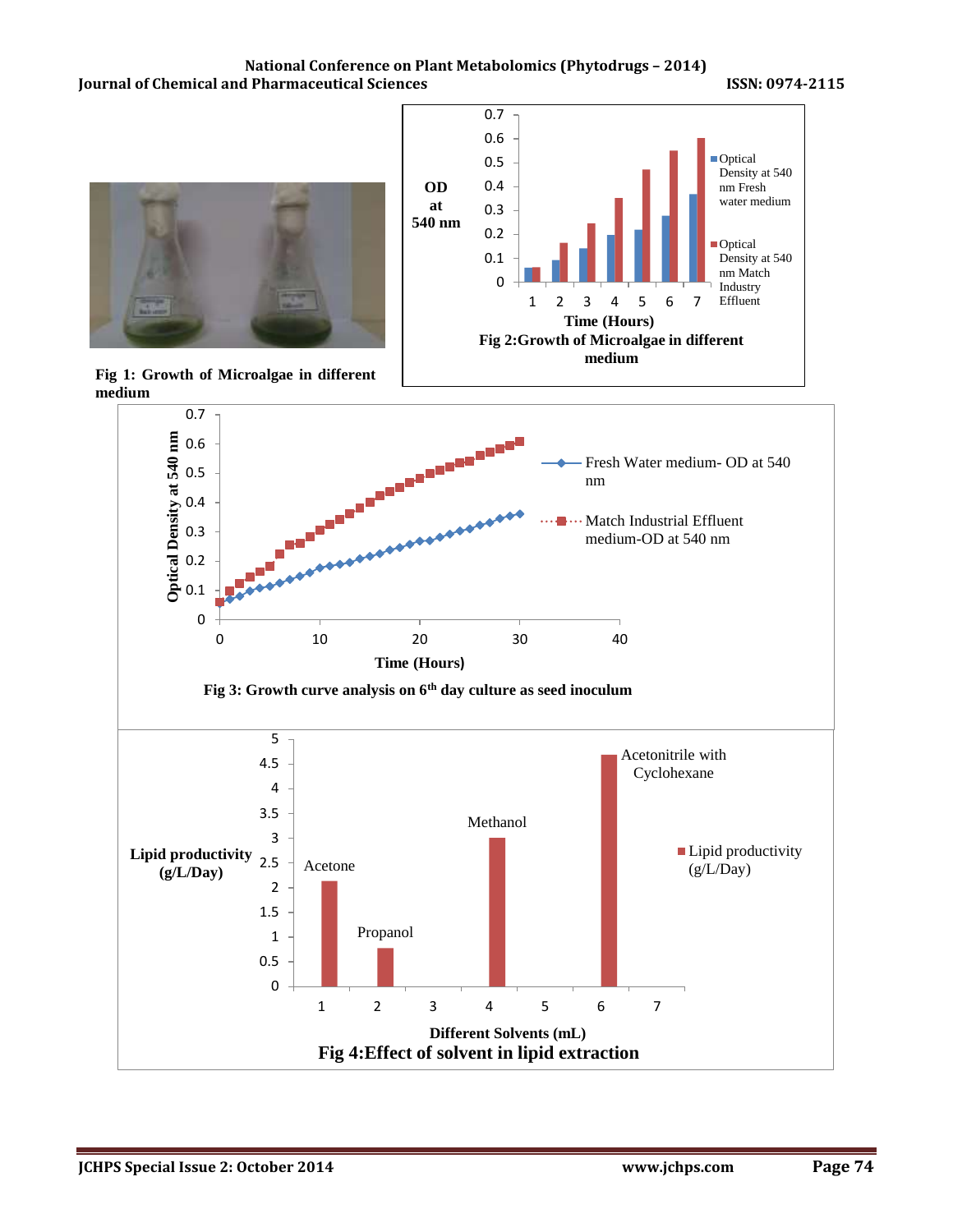Fig 1: Growth of Microalgae in different medium

Fig 2:Growth of Microalgae in different medium

Fig 3: Growth curve analysis on 6[th] day culture as seed inoculum

Fig 4:Effect of solvent in lipid extraction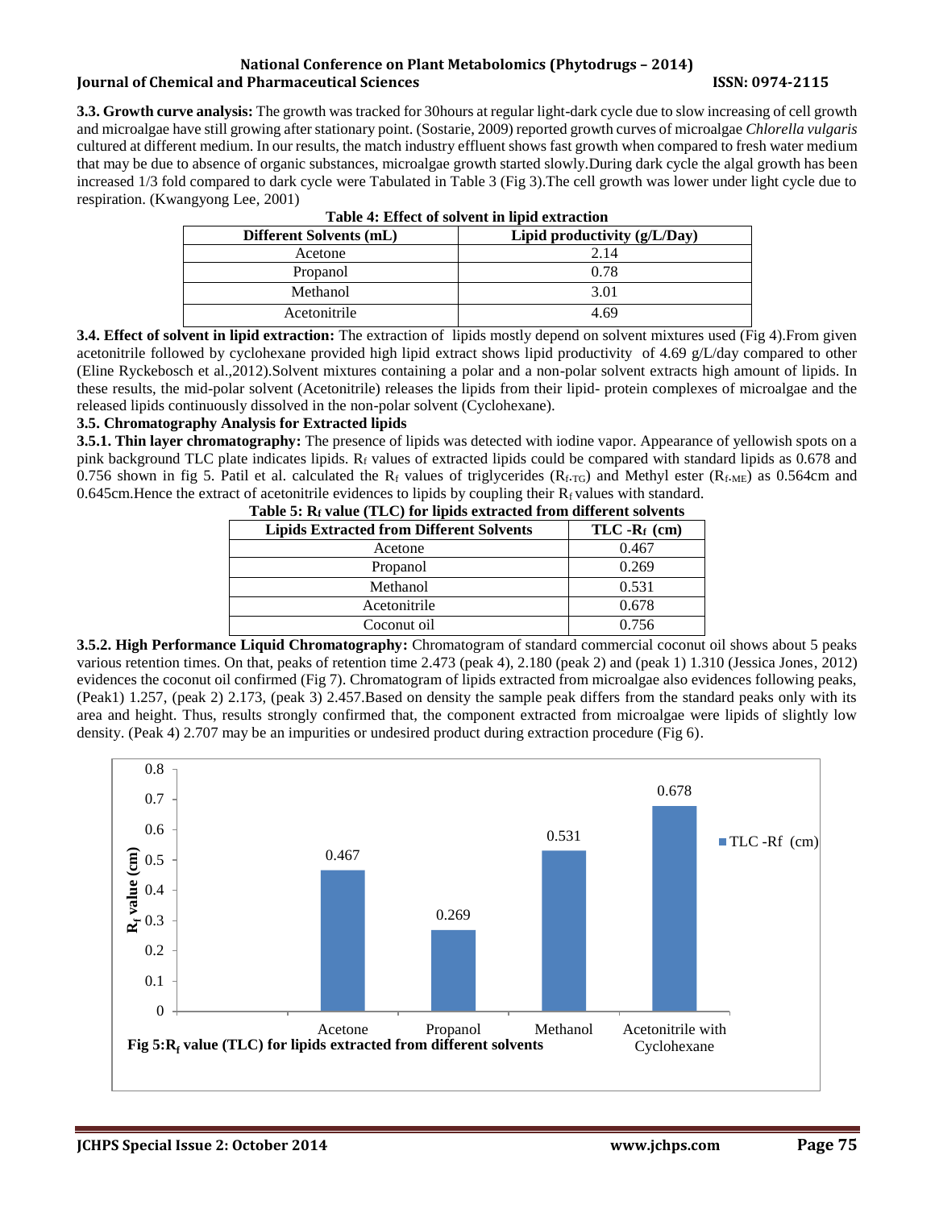**3.3. Growth curve analysis:** The growth was tracked for 30hours at regular light-dark cycle due to slow increasing of cell growth and microalgae have still growing after stationary point. (Sostarie, 2009) reported growth curves of microalgae *Chlorella vulgaris* cultured at different medium. In our results, the match industry effluent shows fast growth when compared to fresh water medium that may be due to absence of organic substances, microalgae growth started slowly.During dark cycle the algal growth has been increased 1/3 fold compared to dark cycle were Tabulated in Table 3 (Fig 3).The cell growth was lower under light cycle due to respiration. (Kwangyong Lee, 2001)

**Table 4: Effect of solvent in lipid extraction**

| Different Solvents (mL) | Lipid productivity (g/L/Day) |
|---|---|
| Acetone | 2.14 |
| Propanol | 0.78 |
| Methanol | 3.01 |
| Acetonitrile | 4.69 |

**3.4. Effect of solvent in lipid extraction:** The extraction of lipids mostly depend on solvent mixtures used (Fig 4).From given acetonitrile followed by cyclohexane provided high lipid extract shows lipid productivity of 4.69 g/L/day compared to other (Eline Ryckebosch et al.,2012).Solvent mixtures containing a polar and a non-polar solvent extracts high amount of lipids. In these results, the mid-polar solvent (Acetonitrile) releases the lipids from their lipid- protein complexes of microalgae and the released lipids continuously dissolved in the non-polar solvent (Cyclohexane).

### 3.5. Chromatography Analysis for Extracted lipids

**3.5.1. Thin layer chromatography:** The presence of lipids was detected with iodine vapor. Appearance of yellowish spots on a pink background TLC plate indicates lipids. $R_f$ values of extracted lipids could be compared with standard lipids as 0.678 and 0.756 shown in fig 5. Patil et al. calculated the $R_f$ values of triglycerides ($R_{f\text{-}TG}$) and Methyl ester ($R_{f\text{-}ME}$) as 0.564cm and 0.645cm.Hence the extract of acetonitrile evidences to lipids by coupling their $R_f$ values with standard.

**Table 5: $R_f$ value (TLC) for lipids extracted from different solvents**

| Lipids Extracted from Different Solvents | TLC -$R_f$ (cm) |
|---|---|
| Acetone | 0.467 |
| Propanol | 0.269 |
| Methanol | 0.531 |
| Acetonitrile | 0.678 |
| Coconut oil | 0.756 |

**3.5.2. High Performance Liquid Chromatography:** Chromatogram of standard commercial coconut oil shows about 5 peaks various retention times. On that, peaks of retention time 2.473 (peak 4), 2.180 (peak 2) and (peak 1) 1.310 (Jessica Jones, 2012) evidences the coconut oil confirmed (Fig 7). Chromatogram of lipids extracted from microalgae also evidences following peaks, (Peak1) 1.257, (peak 2) 2.173, (peak 3) 2.457.Based on density the sample peak differs from the standard peaks only with its area and height. Thus, results strongly confirmed that, the component extracted from microalgae were lipids of slightly low density. (Peak 4) 2.707 may be an impurities or undesired product during extraction procedure (Fig 6).

| | TLC -$R_f$ (cm) |
|---|---|
| Acetone | 0.467 |
| Propanol | 0.269 |
| Methanol | 0.531 |
| Acetonitrile with Cyclohexane | 0.678 |

**Fig 5: $R_f$ value (TLC) for lipids extracted from different solvents**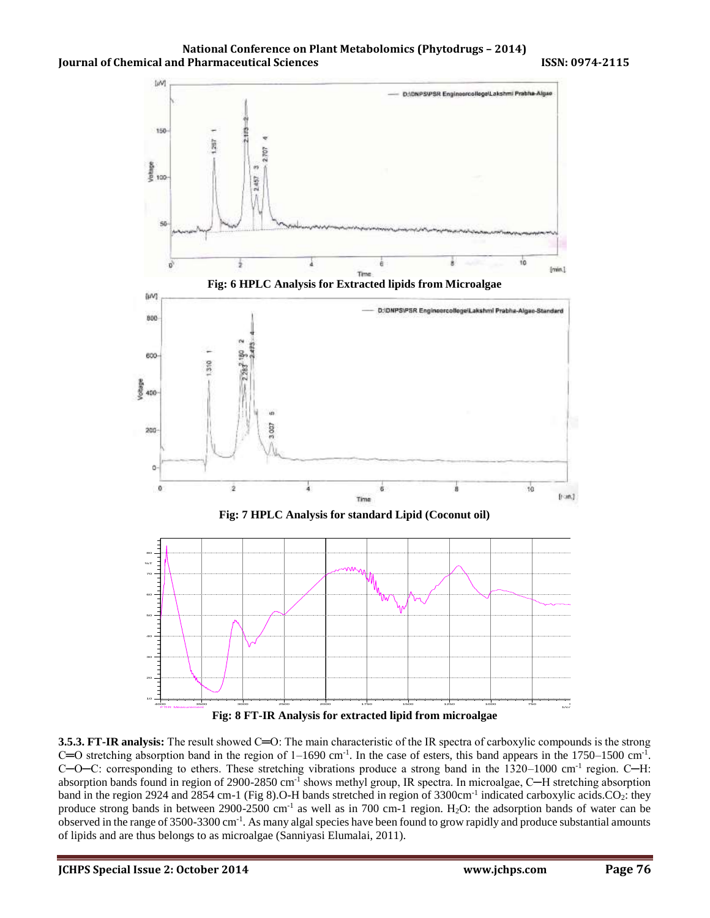Fig: 6 HPLC Analysis for Extracted lipids from Microalgae

Fig: 7 HPLC Analysis for standard Lipid (Coconut oil)

Fig: 8 FT-IR Analysis for extracted lipid from microalgae

**3.5.3. FT-IR analysis:** The result showed C═O: The main characteristic of the IR spectra of carboxylic compounds is the strong C═O stretching absorption band in the region of 1–1690 cm$^{-1}$. In the case of esters, this band appears in the 1750–1500 cm$^{-1}$. C─O─C: corresponding to ethers. These stretching vibrations produce a strong band in the 1320–1000 cm$^{-1}$ region. C─H: absorption bands found in region of 2900-2850 cm$^{-1}$ shows methyl group, IR spectra. In microalgae, C─H stretching absorption band in the region 2924 and 2854 cm-1 (Fig 8).O-H bands stretched in region of 3300cm$^{-1}$ indicated carboxylic acids.$CO_2$: they produce strong bands in between 2900-2500 cm$^{-1}$ as well as in 700 cm-1 region. $H_2O$: the adsorption bands of water can be observed in the range of 3500-3300 cm$^{-1}$. As many algal species have been found to grow rapidly and produce substantial amounts of lipids and are thus belongs to as microalgae (Sanniyasi Elumalai, 2011).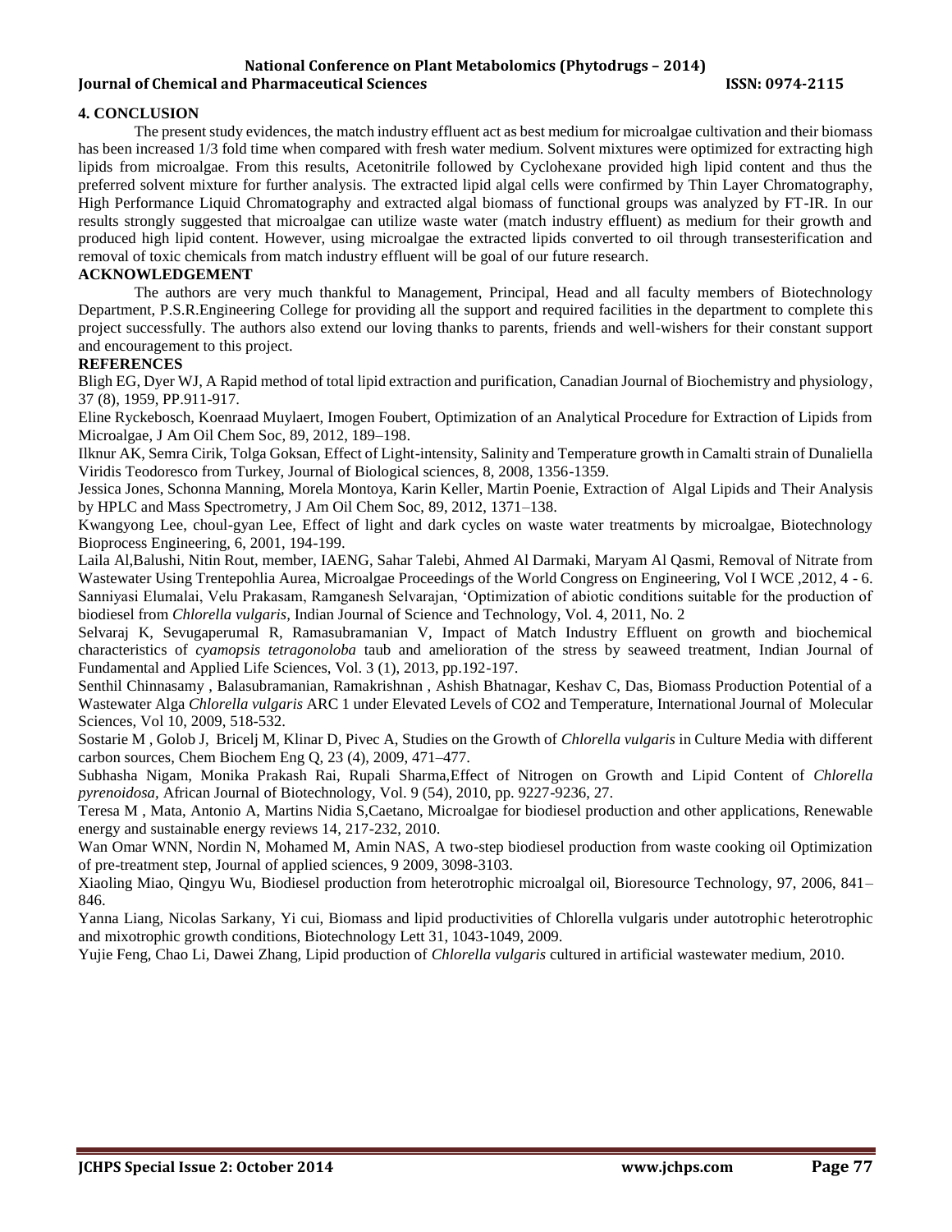## 4. CONCLUSION

The present study evidences, the match industry effluent act as best medium for microalgae cultivation and their biomass has been increased 1/3 fold time when compared with fresh water medium. Solvent mixtures were optimized for extracting high lipids from microalgae. From this results, Acetonitrile followed by Cyclohexane provided high lipid content and thus the preferred solvent mixture for further analysis. The extracted lipid algal cells were confirmed by Thin Layer Chromatography, High Performance Liquid Chromatography and extracted algal biomass of functional groups was analyzed by FT-IR. In our results strongly suggested that microalgae can utilize waste water (match industry effluent) as medium for their growth and produced high lipid content. However, using microalgae the extracted lipids converted to oil through transesterification and removal of toxic chemicals from match industry effluent will be goal of our future research.

## ACKNOWLEDGEMENT

The authors are very much thankful to Management, Principal, Head and all faculty members of Biotechnology Department, P.S.R.Engineering College for providing all the support and required facilities in the department to complete this project successfully. The authors also extend our loving thanks to parents, friends and well-wishers for their constant support and encouragement to this project.

## REFERENCES

Bligh EG, Dyer WJ, A Rapid method of total lipid extraction and purification, Canadian Journal of Biochemistry and physiology, 37 (8), 1959, PP.911-917.

Eline Ryckebosch, Koenraad Muylaert, Imogen Foubert, Optimization of an Analytical Procedure for Extraction of Lipids from Microalgae, J Am Oil Chem Soc, 89, 2012, 189–198.

Ilknur AK, Semra Cirik, Tolga Goksan, Effect of Light-intensity, Salinity and Temperature growth in Camalti strain of Dunaliella Viridis Teodoresco from Turkey, Journal of Biological sciences, 8, 2008, 1356-1359.

Jessica Jones, Schonna Manning, Morela Montoya, Karin Keller, Martin Poenie, Extraction of Algal Lipids and Their Analysis by HPLC and Mass Spectrometry, J Am Oil Chem Soc, 89, 2012, 1371–138.

Kwangyong Lee, choul-gyan Lee, Effect of light and dark cycles on waste water treatments by microalgae, Biotechnology Bioprocess Engineering, 6, 2001, 194-199.

Laila Al,Balushi, Nitin Rout, member, IAENG, Sahar Talebi, Ahmed Al Darmaki, Maryam Al Qasmi, Removal of Nitrate from Wastewater Using Trentepohlia Aurea, Microalgae Proceedings of the World Congress on Engineering, Vol I WCE ,2012, 4 - 6.

Sanniyasi Elumalai, Velu Prakasam, Ramganesh Selvarajan, 'Optimization of abiotic conditions suitable for the production of biodiesel from *Chlorella vulgaris*, Indian Journal of Science and Technology, Vol. 4, 2011, No. 2

Selvaraj K, Sevugaperumal R, Ramasubramanian V, Impact of Match Industry Effluent on growth and biochemical characteristics of *cyamopsis tetragonoloba* taub and amelioration of the stress by seaweed treatment, Indian Journal of Fundamental and Applied Life Sciences, Vol. 3 (1), 2013, pp.192-197.

Senthil Chinnasamy , Balasubramanian, Ramakrishnan , Ashish Bhatnagar, Keshav C, Das, Biomass Production Potential of a Wastewater Alga *Chlorella vulgaris* ARC 1 under Elevated Levels of CO2 and Temperature, International Journal of Molecular Sciences, Vol 10, 2009, 518-532.

Sostarie M , Golob J, Bricelj M, Klinar D, Pivec A, Studies on the Growth of *Chlorella vulgaris* in Culture Media with different carbon sources, Chem Biochem Eng Q, 23 (4), 2009, 471–477.

Subhasha Nigam, Monika Prakash Rai, Rupali Sharma,Effect of Nitrogen on Growth and Lipid Content of *Chlorella pyrenoidosa*, African Journal of Biotechnology, Vol. 9 (54), 2010, pp. 9227-9236, 27.

Teresa M , Mata, Antonio A, Martins Nidia S,Caetano, Microalgae for biodiesel production and other applications, Renewable energy and sustainable energy reviews 14, 217-232, 2010.

Wan Omar WNN, Nordin N, Mohamed M, Amin NAS, A two-step biodiesel production from waste cooking oil Optimization of pre-treatment step, Journal of applied sciences, 9 2009, 3098-3103.

Xiaoling Miao, Qingyu Wu, Biodiesel production from heterotrophic microalgal oil, Bioresource Technology, 97, 2006, 841–846.

Yanna Liang, Nicolas Sarkany, Yi cui, Biomass and lipid productivities of Chlorella vulgaris under autotrophic heterotrophic and mixotrophic growth conditions, Biotechnology Lett 31, 1043-1049, 2009.

Yujie Feng, Chao Li, Dawei Zhang, Lipid production of *Chlorella vulgaris* cultured in artificial wastewater medium, 2010.